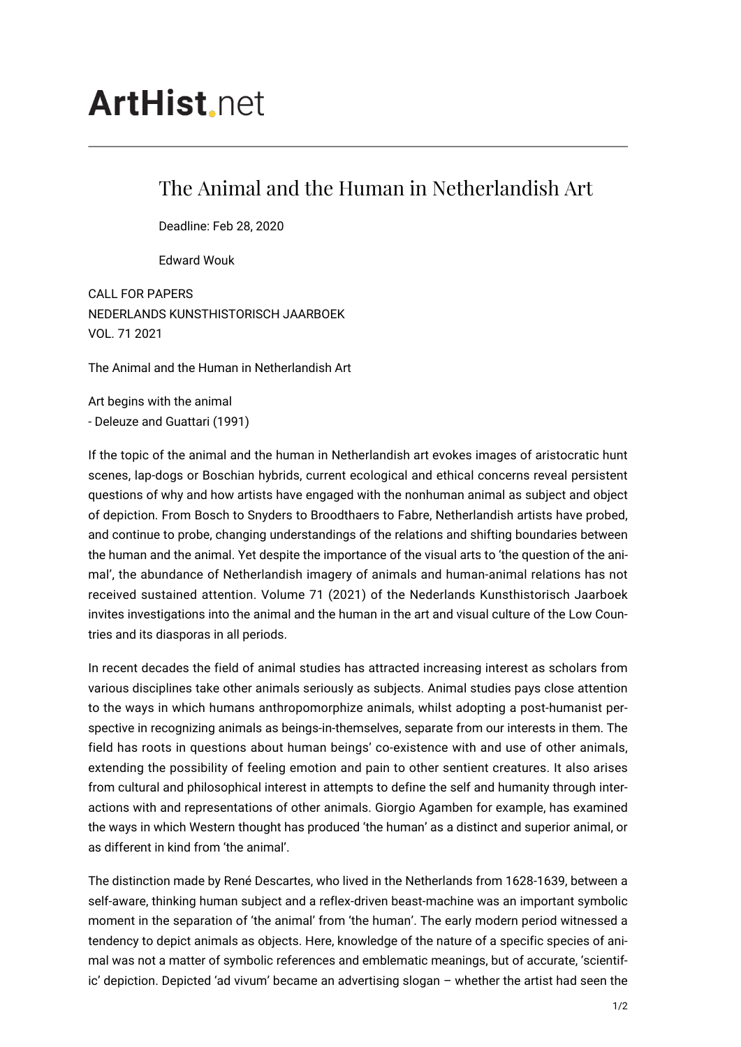# ArtHist.net

## The Animal and the Human in Netherlandish Art

Deadline: Feb 28, 2020

Edward Wouk

CALL FOR PAPERS
NEDERLANDS KUNSTHISTORISCH JAARBOEK
VOL. 71 2021

The Animal and the Human in Netherlandish Art

Art begins with the animal
- Deleuze and Guattari (1991)

If the topic of the animal and the human in Netherlandish art evokes images of aristocratic hunt scenes, lap-dogs or Boschian hybrids, current ecological and ethical concerns reveal persistent questions of why and how artists have engaged with the nonhuman animal as subject and object of depiction. From Bosch to Snyders to Broodthaers to Fabre, Netherlandish artists have probed, and continue to probe, changing understandings of the relations and shifting boundaries between the human and the animal. Yet despite the importance of the visual arts to 'the question of the animal', the abundance of Netherlandish imagery of animals and human-animal relations has not received sustained attention. Volume 71 (2021) of the Nederlands Kunsthistorisch Jaarboek invites investigations into the animal and the human in the art and visual culture of the Low Countries and its diasporas in all periods.

In recent decades the field of animal studies has attracted increasing interest as scholars from various disciplines take other animals seriously as subjects. Animal studies pays close attention to the ways in which humans anthropomorphize animals, whilst adopting a post-humanist perspective in recognizing animals as beings-in-themselves, separate from our interests in them. The field has roots in questions about human beings' co-existence with and use of other animals, extending the possibility of feeling emotion and pain to other sentient creatures. It also arises from cultural and philosophical interest in attempts to define the self and humanity through interactions with and representations of other animals. Giorgio Agamben for example, has examined the ways in which Western thought has produced 'the human' as a distinct and superior animal, or as different in kind from 'the animal'.

The distinction made by René Descartes, who lived in the Netherlands from 1628-1639, between a self-aware, thinking human subject and a reflex-driven beast-machine was an important symbolic moment in the separation of 'the animal' from 'the human'. The early modern period witnessed a tendency to depict animals as objects. Here, knowledge of the nature of a specific species of animal was not a matter of symbolic references and emblematic meanings, but of accurate, 'scientific' depiction. Depicted 'ad vivum' became an advertising slogan – whether the artist had seen the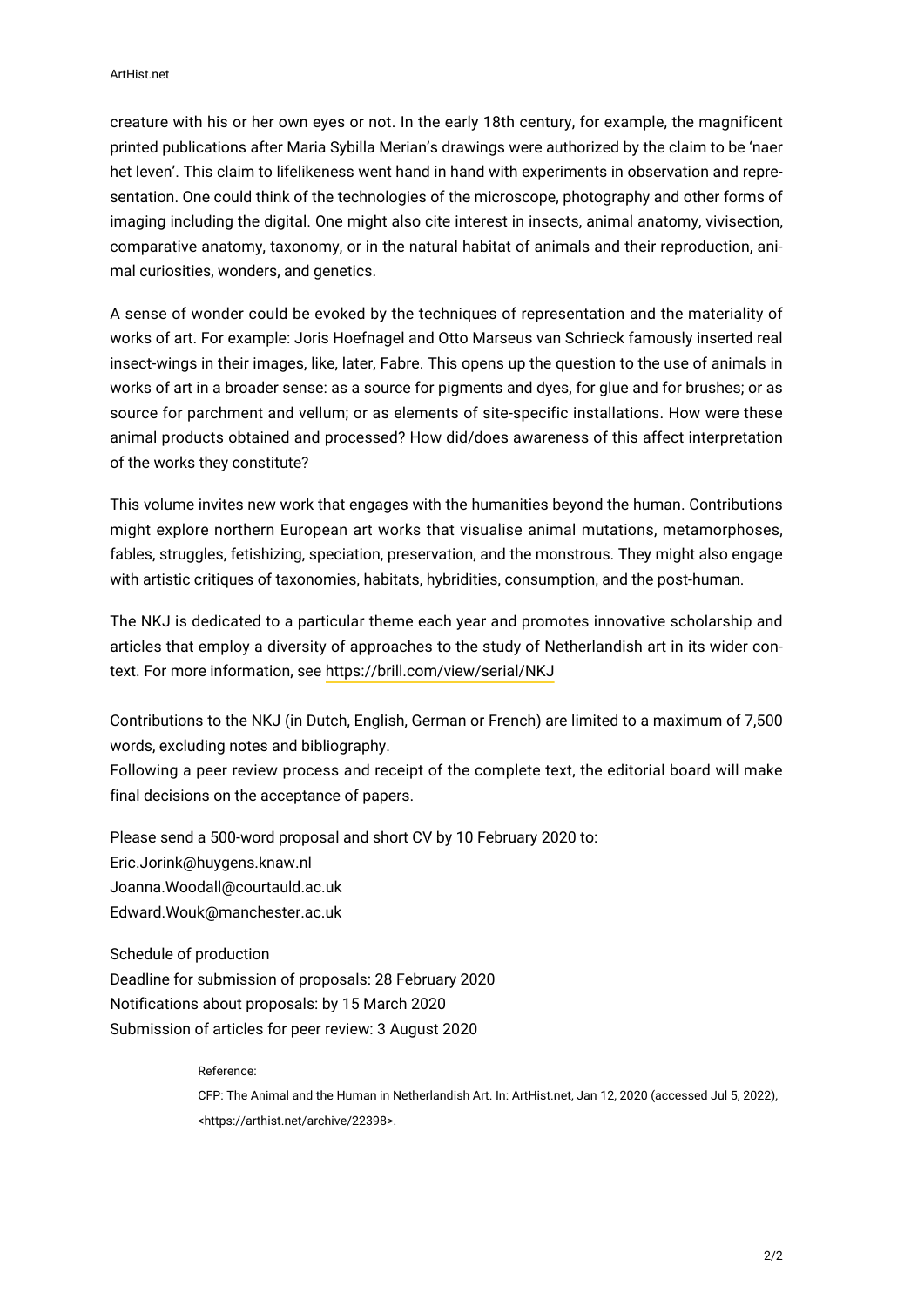creature with his or her own eyes or not. In the early 18th century, for example, the magnificent printed publications after Maria Sybilla Merian's drawings were authorized by the claim to be 'naer het leven'. This claim to lifelikeness went hand in hand with experiments in observation and representation. One could think of the technologies of the microscope, photography and other forms of imaging including the digital. One might also cite interest in insects, animal anatomy, vivisection, comparative anatomy, taxonomy, or in the natural habitat of animals and their reproduction, animal curiosities, wonders, and genetics.

A sense of wonder could be evoked by the techniques of representation and the materiality of works of art. For example: Joris Hoefnagel and Otto Marseus van Schrieck famously inserted real insect-wings in their images, like, later, Fabre. This opens up the question to the use of animals in works of art in a broader sense: as a source for pigments and dyes, for glue and for brushes; or as source for parchment and vellum; or as elements of site-specific installations. How were these animal products obtained and processed? How did/does awareness of this affect interpretation of the works they constitute?

This volume invites new work that engages with the humanities beyond the human. Contributions might explore northern European art works that visualise animal mutations, metamorphoses, fables, struggles, fetishizing, speciation, preservation, and the monstrous. They might also engage with artistic critiques of taxonomies, habitats, hybridities, consumption, and the post-human.

The NKJ is dedicated to a particular theme each year and promotes innovative scholarship and articles that employ a diversity of approaches to the study of Netherlandish art in its wider context. For more information, see https://brill.com/view/serial/NKJ

Contributions to the NKJ (in Dutch, English, German or French) are limited to a maximum of 7,500 words, excluding notes and bibliography.
Following a peer review process and receipt of the complete text, the editorial board will make final decisions on the acceptance of papers.

Please send a 500-word proposal and short CV by 10 February 2020 to:
Eric.Jorink@huygens.knaw.nl
Joanna.Woodall@courtauld.ac.uk
Edward.Wouk@manchester.ac.uk

Schedule of production
Deadline for submission of proposals: 28 February 2020
Notifications about proposals: by 15 March 2020
Submission of articles for peer review: 3 August 2020

Reference:
CFP: The Animal and the Human in Netherlandish Art. In: ArtHist.net, Jan 12, 2020 (accessed Jul 5, 2022), <https://arthist.net/archive/22398>.